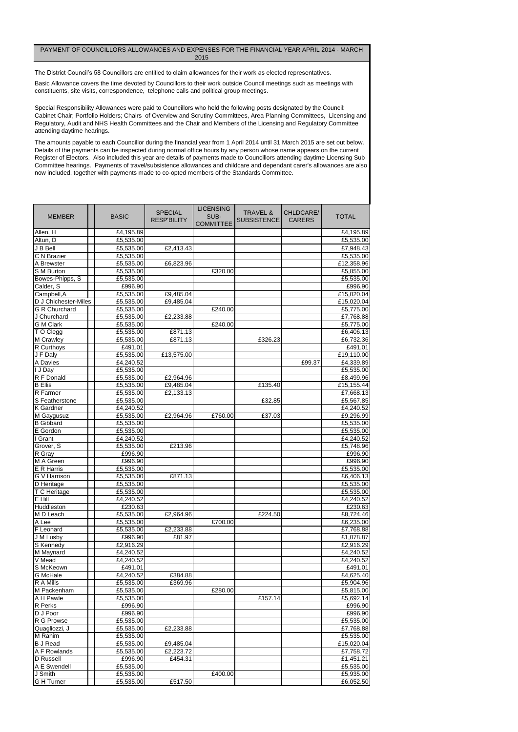# PAYMENT OF COUNCILLORS ALLOWANCES AND EXPENSES FOR THE FINANCIAL YEAR APRIL 2014 - MARCH 2015

The District Council's 58 Councillors are entitled to claim allowances for their work as elected representatives.

Basic Allowance covers the time devoted by Councillors to their work outside Council meetings such as meetings with constituents, site visits, correspondence, telephone calls and political group meetings.

Special Responsibility Allowances were paid to Councillors who held the following posts designated by the Council: Cabinet Chair; Portfolio Holders; Chairs of Overview and Scrutiny Committees, Area Planning Committees, Licensing and Regulatory, Audit and NHS Health Committees and the Chair and Members of the Licensing and Regulatory Committee attending daytime hearings.

The amounts payable to each Councillor during the financial year from 1 April 2014 until 31 March 2015 are set out below. Details of the payments can be inspected during normal office hours by any person whose name appears on the current Register of Electors. Also included this year are details of payments made to Councillors attending daytime Licensing Sub Committee hearings. Payments of travel/subsistence allowances and childcare and dependant carer's allowances are also now included, together with payments made to co-opted members of the Standards Committee.

| MEMBER | | BASIC | SPECIAL RESP'BILITY | LICENSING SUB-COMMITTEE | TRAVEL & SUBSISTENCE | CHLDCARE/ CARERS | TOTAL |
|---|---|---|---|---|---|---|---|
| Allen, H | | £4,195.89 | | | | | £4,195.89 |
| Altun, D | | £5,535.00 | | | | | £5,535.00 |
| J B Bell | | £5,535.00 | £2,413.43 | | | | £7,948.43 |
| C N Brazier | | £5,535.00 | | | | | £5,535.00 |
| A Brewster | | £5,535.00 | £6,823.96 | | | | £12,358.96 |
| S M Burton | | £5,535.00 | | £320.00 | | | £5,855.00 |
| Bowes-Phipps, S | | £5,535.00 | | | | | £5,535.00 |
| Calder, S | | £996.90 | | | | | £996.90 |
| Campbell,A | | £5,535.00 | £9,485.04 | | | | £15,020.04 |
| D J Chichester-Miles | | £5,535.00 | £9,485.04 | | | | £15,020.04 |
| G R Churchard | | £5,535.00 | | £240.00 | | | £5,775.00 |
| J Churchard | | £5,535.00 | £2,233.88 | | | | £7,768.88 |
| G M Clark | | £5,535.00 | | £240.00 | | | £5,775.00 |
| T O Clegg | | £5,535.00 | £871.13 | | | | £6,406.13 |
| M Crawley | | £5,535.00 | £871.13 | | £326.23 | | £6,732.36 |
| R Curthoys | | £491.01 | | | | | £491.01 |
| J F Daly | | £5,535.00 | £13,575.00 | | | | £19,110.00 |
| A Davies | | £4,240.52 | | | | £99.37 | £4,339.89 |
| I J Day | | £5,535.00 | | | | | £5,535.00 |
| R F Donald | | £5,535.00 | £2,964.96 | | | | £8,499.96 |
| B Ellis | | £5,535.00 | £9,485.04 | | £135.40 | | £15,155.44 |
| R Farmer | | £5,535.00 | £2,133.13 | | | | £7,668.13 |
| S Featherstone | | £5,535.00 | | | £32.85 | | £5,567.85 |
| K Gardner | | £4,240.52 | | | | | £4,240.52 |
| M Gaygusuz | | £5,535.00 | £2,964.96 | £760.00 | £37.03 | | £9,296.99 |
| B Gibbard | | £5,535.00 | | | | | £5,535.00 |
| E Gordon | | £5,535.00 | | | | | £5,535.00 |
| I Grant | | £4,240.52 | | | | | £4,240.52 |
| Grover, S | | £5,535.00 | £213.96 | | | | £5,748.96 |
| R Gray | | £996.90 | | | | | £996.90 |
| M A Green | | £996.90 | | | | | £996.90 |
| E R Harris | | £5,535.00 | | | | | £5,535.00 |
| G V Harrison | | £5,535.00 | £871.13 | | | | £6,406.13 |
| D Heritage | | £5,535.00 | | | | | £5,535.00 |
| T C Heritage | | £5,535.00 | | | | | £5,535.00 |
| E Hill | | £4,240.52 | | | | | £4,240.52 |
| Huddleston | | £230.63 | | | | | £230.63 |
| M D Leach | | £5,535.00 | £2,964.96 | | £224.50 | | £8,724.46 |
| A Lee | | £5,535.00 | | £700.00 | | | £6,235.00 |
| F Leonard | | £5,535.00 | £2,233.88 | | | | £7,768.88 |
| J M Lusby | | £996.90 | £81.97 | | | | £1,078.87 |
| S Kennedy | | £2,916.29 | | | | | £2,916.29 |
| M Maynard | | £4,240.52 | | | | | £4,240.52 |
| V Mead | | £4,240.52 | | | | | £4,240.52 |
| S McKeown | | £491.01 | | | | | £491.01 |
| G McHale | | £4,240.52 | £384.88 | | | | £4,625.40 |
| R A Mills | | £5,535.00 | £369.96 | | | | £5,904.96 |
| M Packenham | | £5,535.00 | | £280.00 | | | £5,815.00 |
| A H Pawle | | £5,535.00 | | | £157.14 | | £5,692.14 |
| R Perks | | £996.90 | | | | | £996.90 |
| D J Poor | | £996.90 | | | | | £996.90 |
| R G Prowse | | £5,535.00 | | | | | £5,535.00 |
| Quagliozzi, J | | £5,535.00 | £2,233.88 | | | | £7,768.88 |
| M Rahim | | £5,535.00 | | | | | £5,535.00 |
| B J Read | | £5,535.00 | £9,485.04 | | | | £15,020.04 |
| A F Rowlands | | £5,535.00 | £2,223.72 | | | | £7,758.72 |
| D Russell | | £996.90 | £454.31 | | | | £1,451.21 |
| A E Swendell | | £5,535.00 | | | | | £5,535.00 |
| J Smith | | £5,535.00 | | £400.00 | | | £5,935.00 |
| G H Turner | | £5,535.00 | £517.50 | | | | £6,052.50 |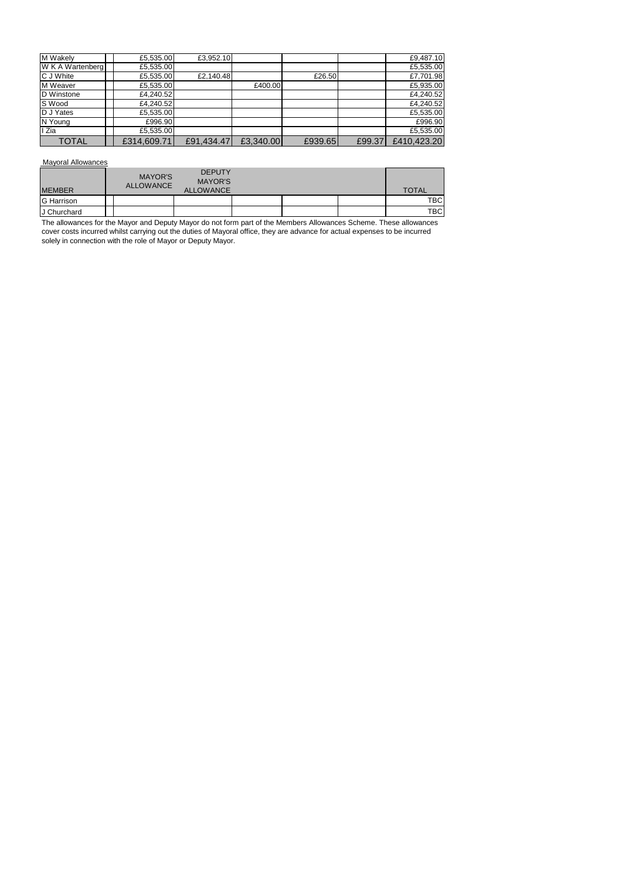| | | | | | | | |
|---|---|---|---|---|---|---|---|
| M Wakely | | £5,535.00 | £3,952.10 | | | | £9,487.10 |
| W K A Wartenberg | | £5,535.00 | | | | | £5,535.00 |
| C J White | | £5,535.00 | £2,140.48 | | £26.50 | | £7,701.98 |
| M Weaver | | £5,535.00 | | £400.00 | | | £5,935.00 |
| D Winstone | | £4,240.52 | | | | | £4,240.52 |
| S Wood | | £4,240.52 | | | | | £4,240.52 |
| D J Yates | | £5,535.00 | | | | | £5,535.00 |
| N Young | | £996.90 | | | | | £996.90 |
| I Zia | | £5,535.00 | | | | | £5,535.00 |
| TOTAL | | £314,609.71 | £91,434.47 | £3,340.00 | £939.65 | £99.37 | £410,423.20 |

Mayoral Allowances

| MEMBER | | MAYOR'S ALLOWANCE | DEPUTY MAYOR'S ALLOWANCE | | | | TOTAL |
|---|---|---|---|---|---|---|---|
| G Harrison | | | | | | | TBC |
| J Churchard | | | | | | | TBC |

The allowances for the Mayor and Deputy Mayor do not form part of the Members Allowances Scheme. These allowances cover costs incurred whilst carrying out the duties of Mayoral office, they are advance for actual expenses to be incurred solely in connection with the role of Mayor or Deputy Mayor.